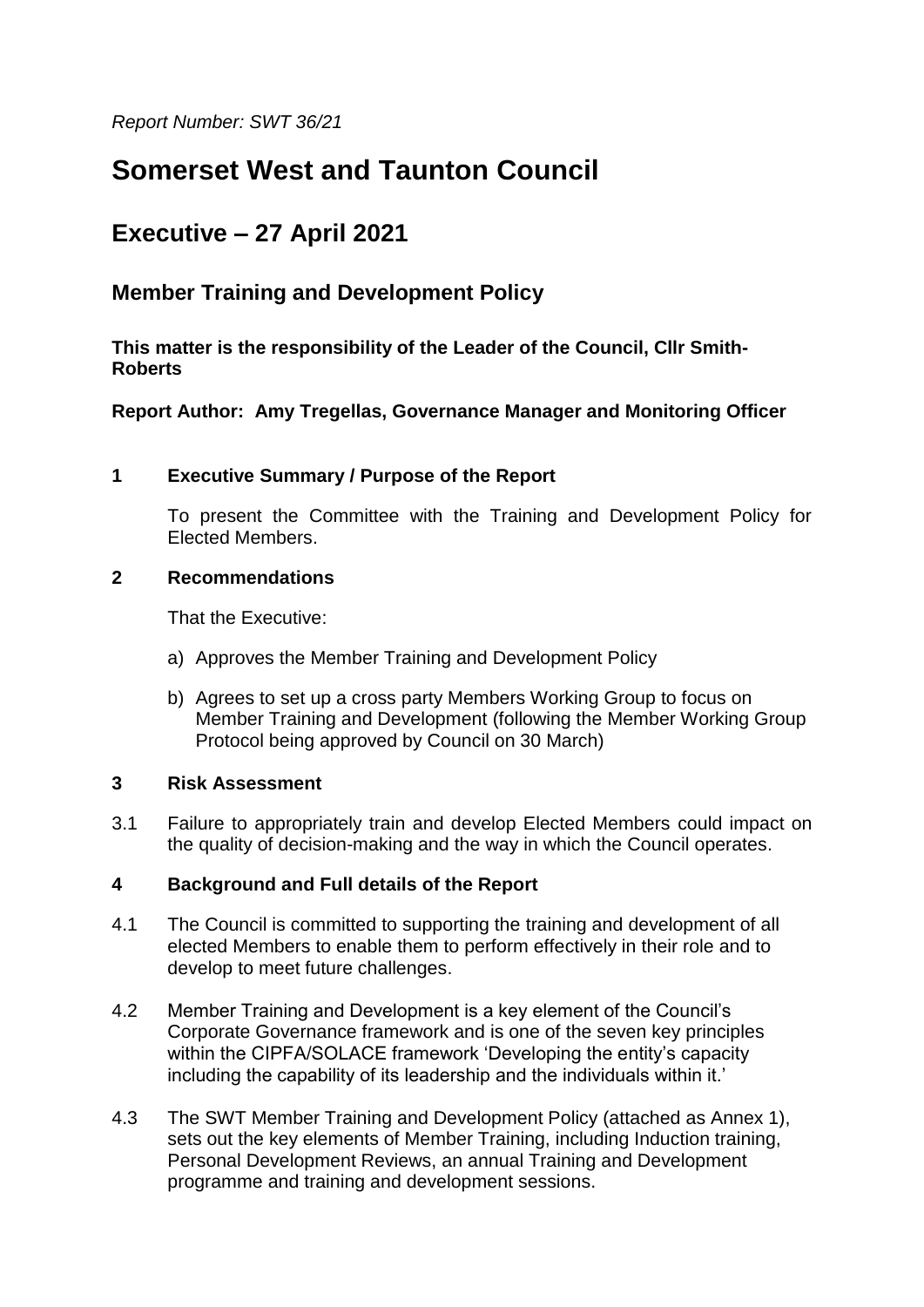*Report Number: SWT 36/21*

# Somerset West and Taunton Council

## Executive – 27 April 2021

### Member Training and Development Policy

**This matter is the responsibility of the Leader of the Council, Cllr Smith-Roberts**

**Report Author: Amy Tregellas, Governance Manager and Monitoring Officer**

**1 Executive Summary / Purpose of the Report**

To present the Committee with the Training and Development Policy for Elected Members.

**2 Recommendations**

That the Executive:

a) Approves the Member Training and Development Policy

b) Agrees to set up a cross party Members Working Group to focus on Member Training and Development (following the Member Working Group Protocol being approved by Council on 30 March)

**3 Risk Assessment**

3.1 Failure to appropriately train and develop Elected Members could impact on the quality of decision-making and the way in which the Council operates.

**4 Background and Full details of the Report**

4.1 The Council is committed to supporting the training and development of all elected Members to enable them to perform effectively in their role and to develop to meet future challenges.

4.2 Member Training and Development is a key element of the Council's Corporate Governance framework and is one of the seven key principles within the CIPFA/SOLACE framework 'Developing the entity's capacity including the capability of its leadership and the individuals within it.'

4.3 The SWT Member Training and Development Policy (attached as Annex 1), sets out the key elements of Member Training, including Induction training, Personal Development Reviews, an annual Training and Development programme and training and development sessions.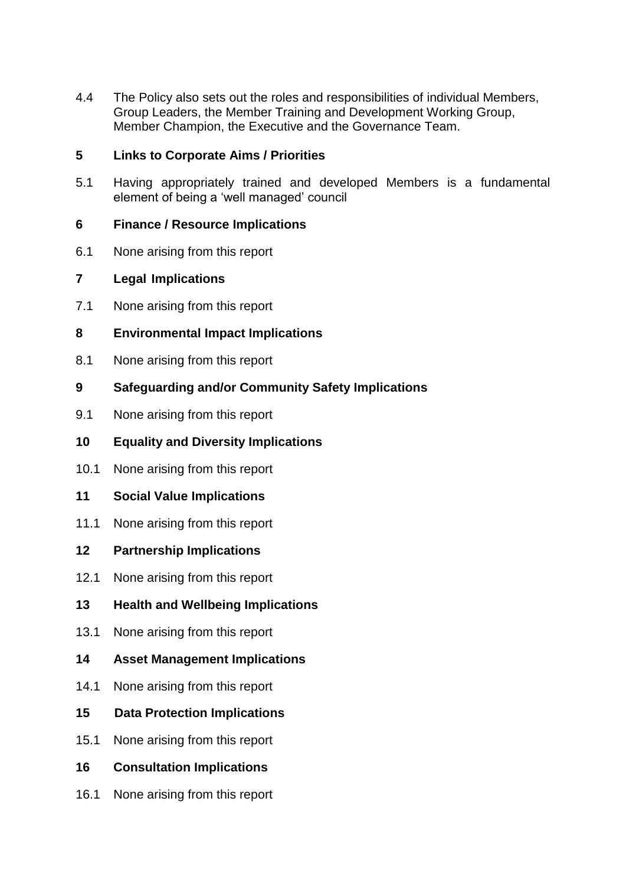4.4 The Policy also sets out the roles and responsibilities of individual Members, Group Leaders, the Member Training and Development Working Group, Member Champion, the Executive and the Governance Team.

## 5 Links to Corporate Aims / Priorities

5.1 Having appropriately trained and developed Members is a fundamental element of being a 'well managed' council

## 6 Finance / Resource Implications

6.1 None arising from this report

## 7 Legal Implications

7.1 None arising from this report

## 8 Environmental Impact Implications

8.1 None arising from this report

## 9 Safeguarding and/or Community Safety Implications

9.1 None arising from this report

## 10 Equality and Diversity Implications

10.1 None arising from this report

## 11 Social Value Implications

11.1 None arising from this report

## 12 Partnership Implications

12.1 None arising from this report

## 13 Health and Wellbeing Implications

13.1 None arising from this report

## 14 Asset Management Implications

14.1 None arising from this report

## 15 Data Protection Implications

15.1 None arising from this report

## 16 Consultation Implications

16.1 None arising from this report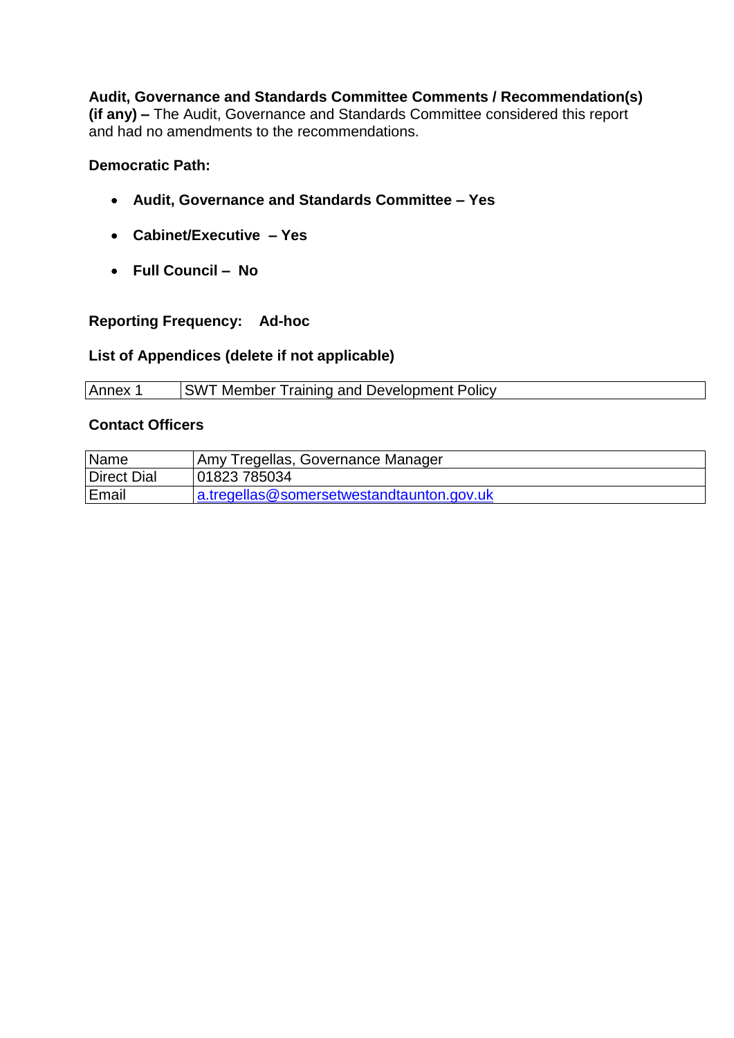**Audit, Governance and Standards Committee Comments / Recommendation(s) (if any) –** The Audit, Governance and Standards Committee considered this report and had no amendments to the recommendations.

**Democratic Path:**

- **Audit, Governance and Standards Committee – Yes**
- **Cabinet/Executive – Yes**
- **Full Council – No**

**Reporting Frequency: Ad-hoc**

**List of Appendices (delete if not applicable)**

| | |
|---|---|
| Annex 1 | SWT Member Training and Development Policy |

**Contact Officers**

| | |
|---|---|
| Name | Amy Tregellas, Governance Manager |
| Direct Dial | 01823 785034 |
| Email | a.tregellas@somersetwestandtaunton.gov.uk |